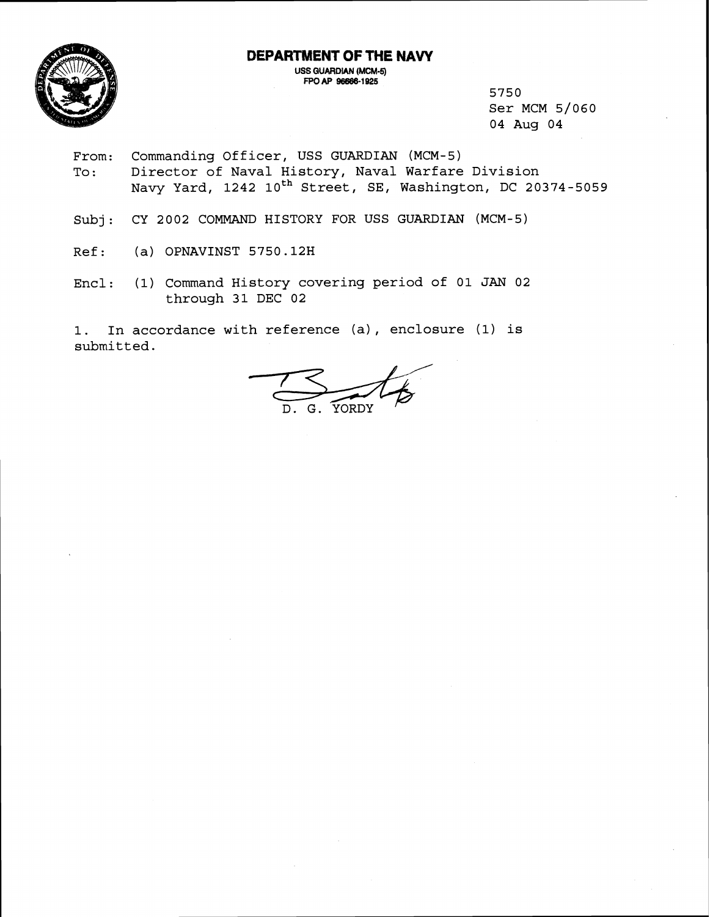# DEPARTMENT OF THE NAVY

USS GUARDIAN (MCM-5)
FPO AP 96666-1925

5750
Ser MCM 5/060
04 Aug 04

From: Commanding Officer, USS GUARDIAN (MCM-5)
To: Director of Naval History, Naval Warfare Division
Navy Yard, 1242 10th Street, SE, Washington, DC 20374-5059

Subj: CY 2002 COMMAND HISTORY FOR USS GUARDIAN (MCM-5)

Ref: (a) OPNAVINST 5750.12H

Encl: (1) Command History covering period of 01 JAN 02 through 31 DEC 02

1. In accordance with reference (a), enclosure (1) is submitted.

D. G. YORDY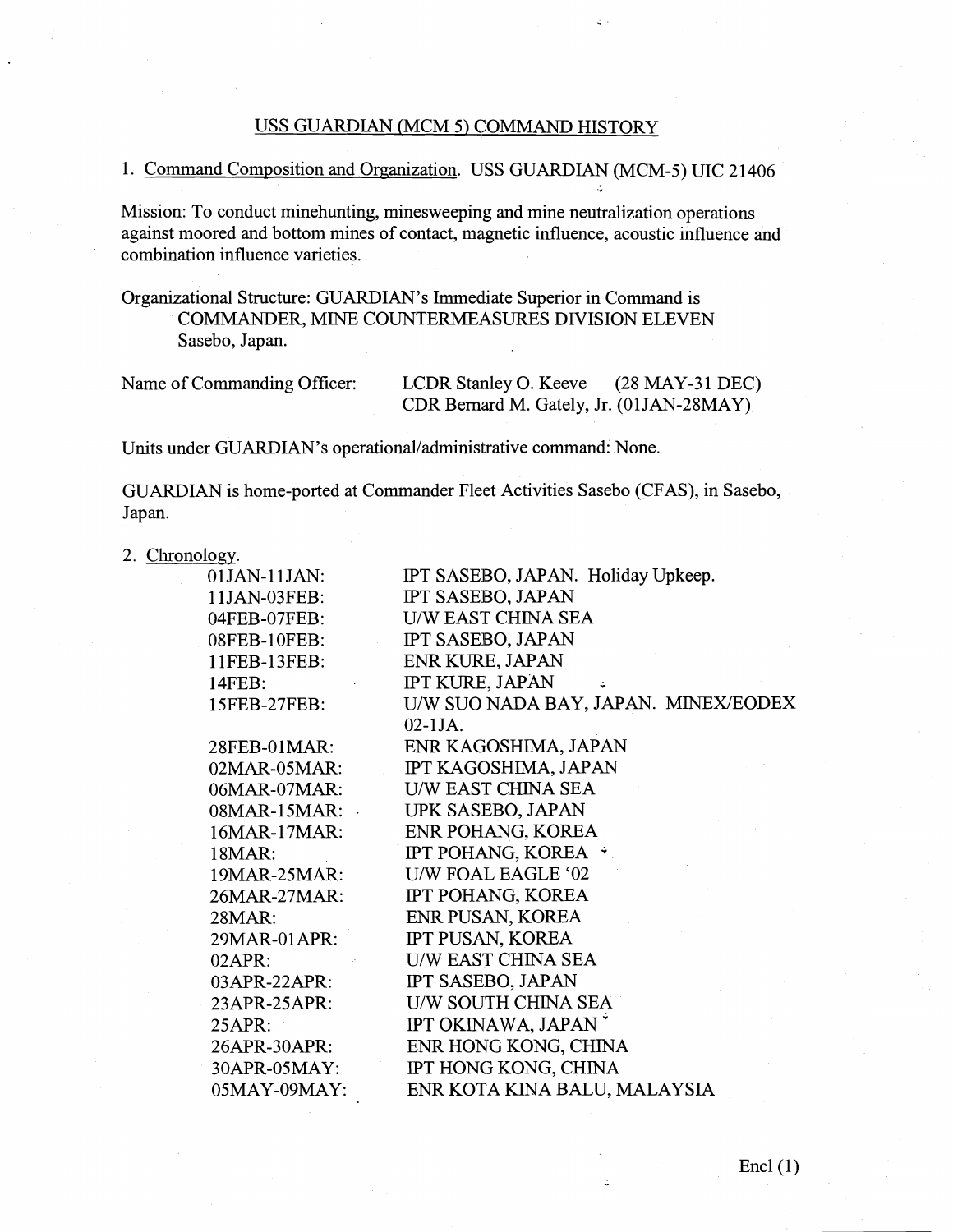## USS GUARDIAN (MCM 5) COMMAND HISTORY

1. Command Composition and Organization. USS GUARDIAN (MCM-5) UIC 21406

Mission: To conduct minehunting, minesweeping and mine neutralization operations against moored and bottom mines of contact, magnetic influence, acoustic influence and combination influence varieties.

Organizational Structure: GUARDIAN's Immediate Superior in Command is COMMANDER, MINE COUNTERMEASURES DIVISION ELEVEN Sasebo, Japan.

| Name of Commanding Officer: | LCDR Stanley O. Keeve (28 MAY-31 DEC) |
|---|---|
| | CDR Bernard M. Gately, Jr. (01JAN-28MAY) |

Units under GUARDIAN's operational/administrative command: None.

GUARDIAN is home-ported at Commander Fleet Activities Sasebo (CFAS), in Sasebo, Japan.

2. Chronology.

| | |
|---|---|
| 01JAN-11JAN: | IPT SASEBO, JAPAN. Holiday Upkeep. |
| 11JAN-03FEB: | IPT SASEBO, JAPAN |
| 04FEB-07FEB: | U/W EAST CHINA SEA |
| 08FEB-10FEB: | IPT SASEBO, JAPAN |
| 11FEB-13FEB: | ENR KURE, JAPAN |
| 14FEB: | IPT KURE, JAPAN |
| 15FEB-27FEB: | U/W SUO NADA BAY, JAPAN. MINEX/EODEX 02-1JA. |
| 28FEB-01MAR: | ENR KAGOSHIMA, JAPAN |
| 02MAR-05MAR: | IPT KAGOSHIMA, JAPAN |
| 06MAR-07MAR: | U/W EAST CHINA SEA |
| 08MAR-15MAR: | UPK SASEBO, JAPAN |
| 16MAR-17MAR: | ENR POHANG, KOREA |
| 18MAR: | IPT POHANG, KOREA |
| 19MAR-25MAR: | U/W FOAL EAGLE '02 |
| 26MAR-27MAR: | IPT POHANG, KOREA |
| 28MAR: | ENR PUSAN, KOREA |
| 29MAR-01APR: | IPT PUSAN, KOREA |
| 02APR: | U/W EAST CHINA SEA |
| 03APR-22APR: | IPT SASEBO, JAPAN |
| 23APR-25APR: | U/W SOUTH CHINA SEA |
| 25APR: | IPT OKINAWA, JAPAN |
| 26APR-30APR: | ENR HONG KONG, CHINA |
| 30APR-05MAY: | IPT HONG KONG, CHINA |
| 05MAY-09MAY: | ENR KOTA KINA BALU, MALAYSIA |

Encl (1)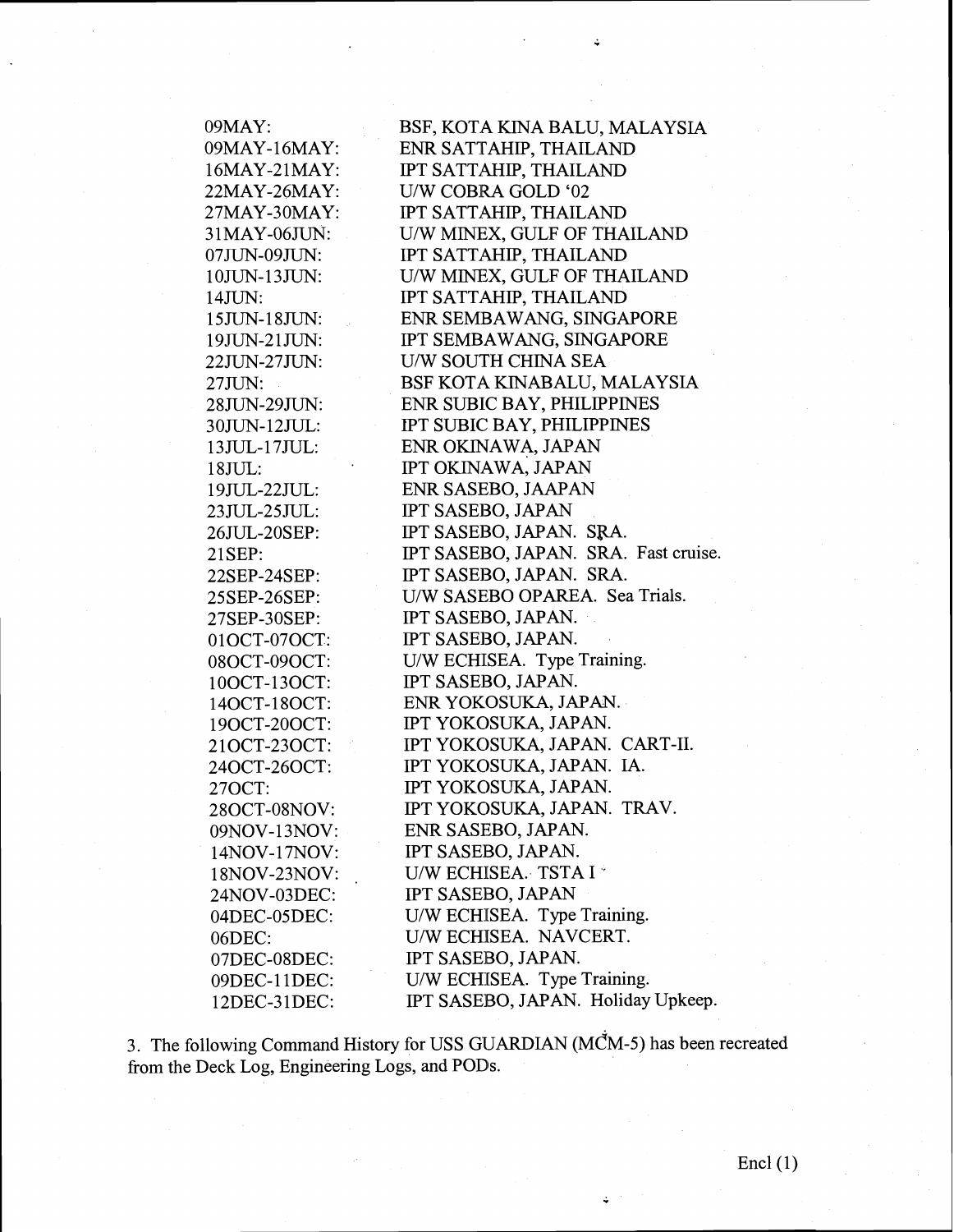| | |
|---|---|
| 09MAY: | BSF, KOTA KINA BALU, MALAYSIA |
| 09MAY-16MAY: | ENR SATTAHIP, THAILAND |
| 16MAY-21MAY: | IPT SATTAHIP, THAILAND |
| 22MAY-26MAY: | U/W COBRA GOLD '02 |
| 27MAY-30MAY: | IPT SATTAHIP, THAILAND |
| 31MAY-06JUN: | U/W MINEX, GULF OF THAILAND |
| 07JUN-09JUN: | IPT SATTAHIP, THAILAND |
| 10JUN-13JUN: | U/W MINEX, GULF OF THAILAND |
| 14JUN: | IPT SATTAHIP, THAILAND |
| 15JUN-18JUN: | ENR SEMBAWANG, SINGAPORE |
| 19JUN-21JUN: | IPT SEMBAWANG, SINGAPORE |
| 22JUN-27JUN: | U/W SOUTH CHINA SEA |
| 27JUN: | BSF KOTA KINABALU, MALAYSIA |
| 28JUN-29JUN: | ENR SUBIC BAY, PHILIPPINES |
| 30JUN-12JUL: | IPT SUBIC BAY, PHILIPPINES |
| 13JUL-17JUL: | ENR OKINAWA, JAPAN |
| 18JUL: | IPT OKINAWA, JAPAN |
| 19JUL-22JUL: | ENR SASEBO, JAAPAN |
| 23JUL-25JUL: | IPT SASEBO, JAPAN |
| 26JUL-20SEP: | IPT SASEBO, JAPAN. SRA. |
| 21SEP: | IPT SASEBO, JAPAN. SRA. Fast cruise. |
| 22SEP-24SEP: | IPT SASEBO, JAPAN. SRA. |
| 25SEP-26SEP: | U/W SASEBO OPAREA. Sea Trials. |
| 27SEP-30SEP: | IPT SASEBO, JAPAN. |
| 01OCT-07OCT: | IPT SASEBO, JAPAN. |
| 08OCT-09OCT: | U/W ECHISEA. Type Training. |
| 10OCT-13OCT: | IPT SASEBO, JAPAN. |
| 14OCT-18OCT: | ENR YOKOSUKA, JAPAN. |
| 19OCT-20OCT: | IPT YOKOSUKA, JAPAN. |
| 21OCT-23OCT: | IPT YOKOSUKA, JAPAN. CART-II. |
| 24OCT-26OCT: | IPT YOKOSUKA, JAPAN. IA. |
| 27OCT: | IPT YOKOSUKA, JAPAN. |
| 28OCT-08NOV: | IPT YOKOSUKA, JAPAN. TRAV. |
| 09NOV-13NOV: | ENR SASEBO, JAPAN. |
| 14NOV-17NOV: | IPT SASEBO, JAPAN. |
| 18NOV-23NOV: | U/W ECHISEA. TSTA I |
| 24NOV-03DEC: | IPT SASEBO, JAPAN |
| 04DEC-05DEC: | U/W ECHISEA. Type Training. |
| 06DEC: | U/W ECHISEA. NAVCERT. |
| 07DEC-08DEC: | IPT SASEBO, JAPAN. |
| 09DEC-11DEC: | U/W ECHISEA. Type Training. |
| 12DEC-31DEC: | IPT SASEBO, JAPAN. Holiday Upkeep. |

3. The following Command History for USS GUARDIAN (MCM-5) has been recreated from the Deck Log, Engineering Logs, and PODs.

Encl (1)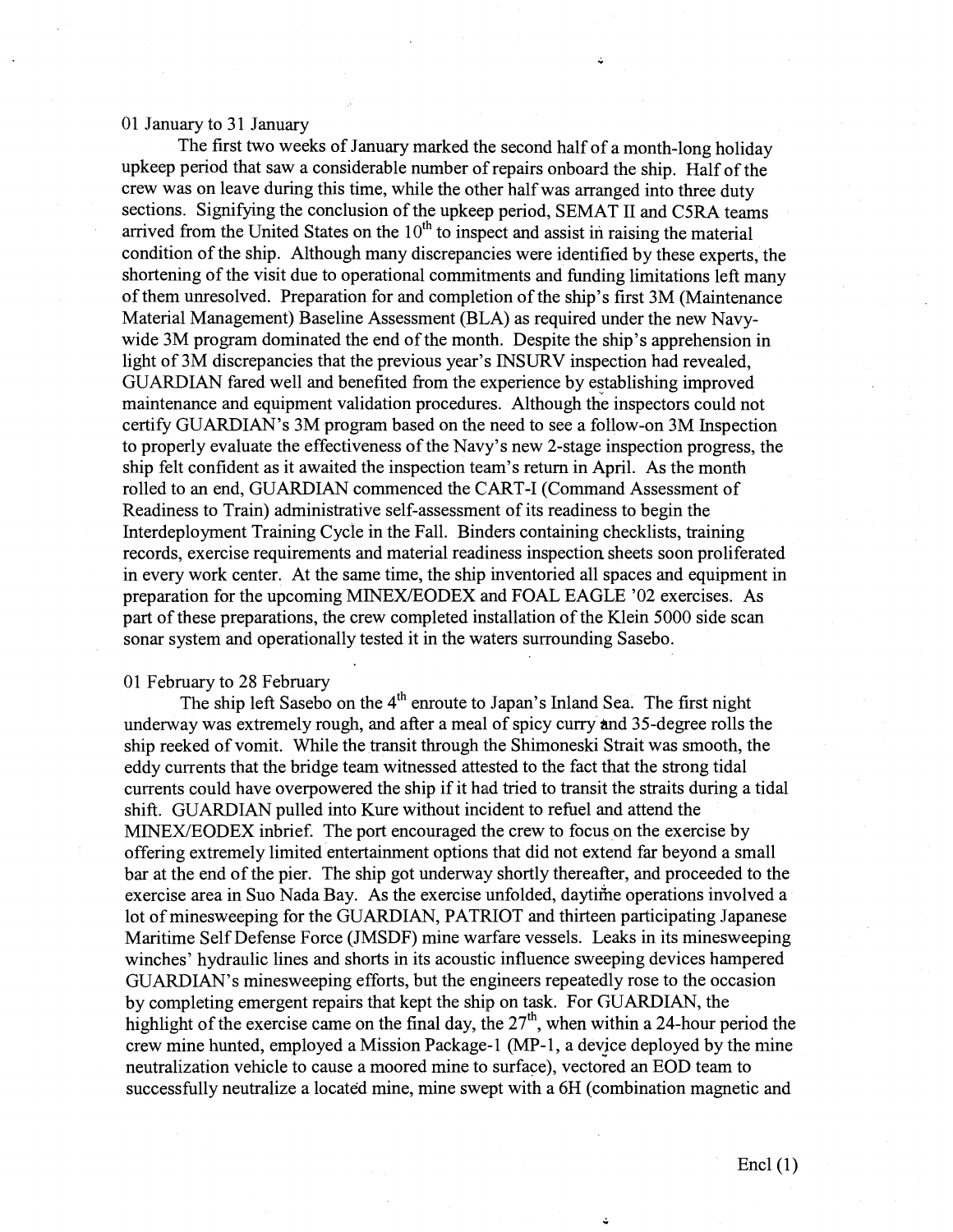01 January to 31 January

The first two weeks of January marked the second half of a month-long holiday upkeep period that saw a considerable number of repairs onboard the ship. Half of the crew was on leave during this time, while the other half was arranged into three duty sections. Signifying the conclusion of the upkeep period, SEMAT II and C5RA teams arrived from the United States on the 10th to inspect and assist in raising the material condition of the ship. Although many discrepancies were identified by these experts, the shortening of the visit due to operational commitments and funding limitations left many of them unresolved. Preparation for and completion of the ship's first 3M (Maintenance Material Management) Baseline Assessment (BLA) as required under the new Navy-wide 3M program dominated the end of the month. Despite the ship's apprehension in light of 3M discrepancies that the previous year's INSURV inspection had revealed, GUARDIAN fared well and benefited from the experience by establishing improved maintenance and equipment validation procedures. Although the inspectors could not certify GUARDIAN's 3M program based on the need to see a follow-on 3M Inspection to properly evaluate the effectiveness of the Navy's new 2-stage inspection progress, the ship felt confident as it awaited the inspection team's return in April. As the month rolled to an end, GUARDIAN commenced the CART-I (Command Assessment of Readiness to Train) administrative self-assessment of its readiness to begin the Interdeployment Training Cycle in the Fall. Binders containing checklists, training records, exercise requirements and material readiness inspection sheets soon proliferated in every work center. At the same time, the ship inventoried all spaces and equipment in preparation for the upcoming MINEX/EODEX and FOAL EAGLE '02 exercises. As part of these preparations, the crew completed installation of the Klein 5000 side scan sonar system and operationally tested it in the waters surrounding Sasebo.

01 February to 28 February

The ship left Sasebo on the 4th enroute to Japan's Inland Sea. The first night underway was extremely rough, and after a meal of spicy curry and 35-degree rolls the ship reeked of vomit. While the transit through the Shimoneski Strait was smooth, the eddy currents that the bridge team witnessed attested to the fact that the strong tidal currents could have overpowered the ship if it had tried to transit the straits during a tidal shift. GUARDIAN pulled into Kure without incident to refuel and attend the MINEX/EODEX inbrief. The port encouraged the crew to focus on the exercise by offering extremely limited entertainment options that did not extend far beyond a small bar at the end of the pier. The ship got underway shortly thereafter, and proceeded to the exercise area in Suo Nada Bay. As the exercise unfolded, daytime operations involved a lot of minesweeping for the GUARDIAN, PATRIOT and thirteen participating Japanese Maritime Self Defense Force (JMSDF) mine warfare vessels. Leaks in its minesweeping winches' hydraulic lines and shorts in its acoustic influence sweeping devices hampered GUARDIAN's minesweeping efforts, but the engineers repeatedly rose to the occasion by completing emergent repairs that kept the ship on task. For GUARDIAN, the highlight of the exercise came on the final day, the 27th, when within a 24-hour period the crew mine hunted, employed a Mission Package-1 (MP-1, a device deployed by the mine neutralization vehicle to cause a moored mine to surface), vectored an EOD team to successfully neutralize a located mine, mine swept with a 6H (combination magnetic and

Encl (1)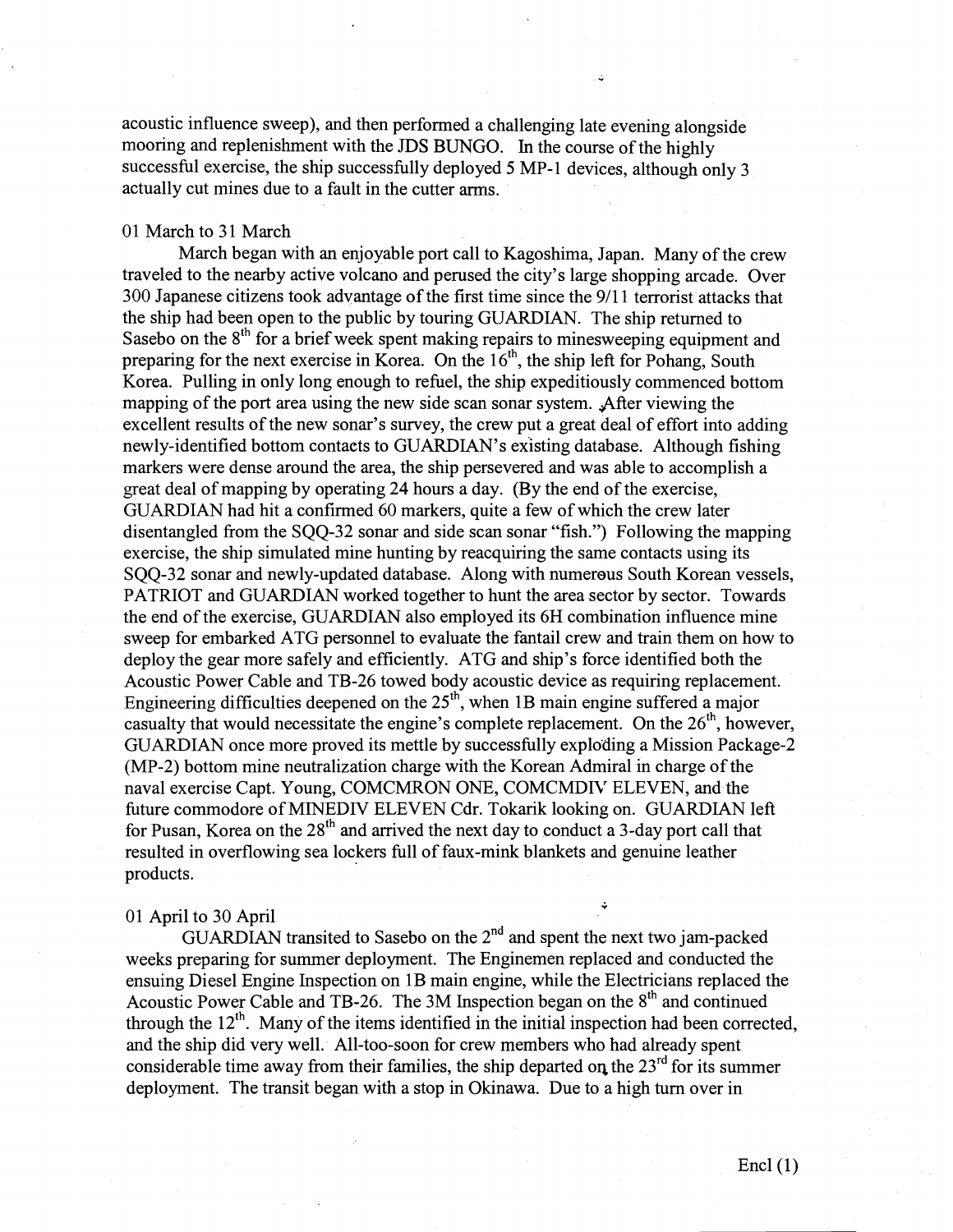acoustic influence sweep), and then performed a challenging late evening alongside mooring and replenishment with the JDS BUNGO. In the course of the highly successful exercise, the ship successfully deployed 5 MP-1 devices, although only 3 actually cut mines due to a fault in the cutter arms.

01 March to 31 March

March began with an enjoyable port call to Kagoshima, Japan. Many of the crew traveled to the nearby active volcano and perused the city's large shopping arcade. Over 300 Japanese citizens took advantage of the first time since the 9/11 terrorist attacks that the ship had been open to the public by touring GUARDIAN. The ship returned to Sasebo on the 8th for a brief week spent making repairs to minesweeping equipment and preparing for the next exercise in Korea. On the 16th, the ship left for Pohang, South Korea. Pulling in only long enough to refuel, the ship expeditiously commenced bottom mapping of the port area using the new side scan sonar system. After viewing the excellent results of the new sonar's survey, the crew put a great deal of effort into adding newly-identified bottom contacts to GUARDIAN's existing database. Although fishing markers were dense around the area, the ship persevered and was able to accomplish a great deal of mapping by operating 24 hours a day. (By the end of the exercise, GUARDIAN had hit a confirmed 60 markers, quite a few of which the crew later disentangled from the SQQ-32 sonar and side scan sonar "fish.") Following the mapping exercise, the ship simulated mine hunting by reacquiring the same contacts using its SQQ-32 sonar and newly-updated database. Along with numerous South Korean vessels, PATRIOT and GUARDIAN worked together to hunt the area sector by sector. Towards the end of the exercise, GUARDIAN also employed its 6H combination influence mine sweep for embarked ATG personnel to evaluate the fantail crew and train them on how to deploy the gear more safely and efficiently. ATG and ship's force identified both the Acoustic Power Cable and TB-26 towed body acoustic device as requiring replacement. Engineering difficulties deepened on the 25th, when 1B main engine suffered a major casualty that would necessitate the engine's complete replacement. On the 26th, however, GUARDIAN once more proved its mettle by successfully exploding a Mission Package-2 (MP-2) bottom mine neutralization charge with the Korean Admiral in charge of the naval exercise Capt. Young, COMCMRON ONE, COMCMDIV ELEVEN, and the future commodore of MINEDIV ELEVEN Cdr. Tokarik looking on. GUARDIAN left for Pusan, Korea on the 28th and arrived the next day to conduct a 3-day port call that resulted in overflowing sea lockers full of faux-mink blankets and genuine leather products.

01 April to 30 April

GUARDIAN transited to Sasebo on the 2nd and spent the next two jam-packed weeks preparing for summer deployment. The Enginemen replaced and conducted the ensuing Diesel Engine Inspection on 1B main engine, while the Electricians replaced the Acoustic Power Cable and TB-26. The 3M Inspection began on the 8th and continued through the 12th. Many of the items identified in the initial inspection had been corrected, and the ship did very well. All-too-soon for crew members who had already spent considerable time away from their families, the ship departed on the 23rd for its summer deployment. The transit began with a stop in Okinawa. Due to a high turn over in

Encl (1)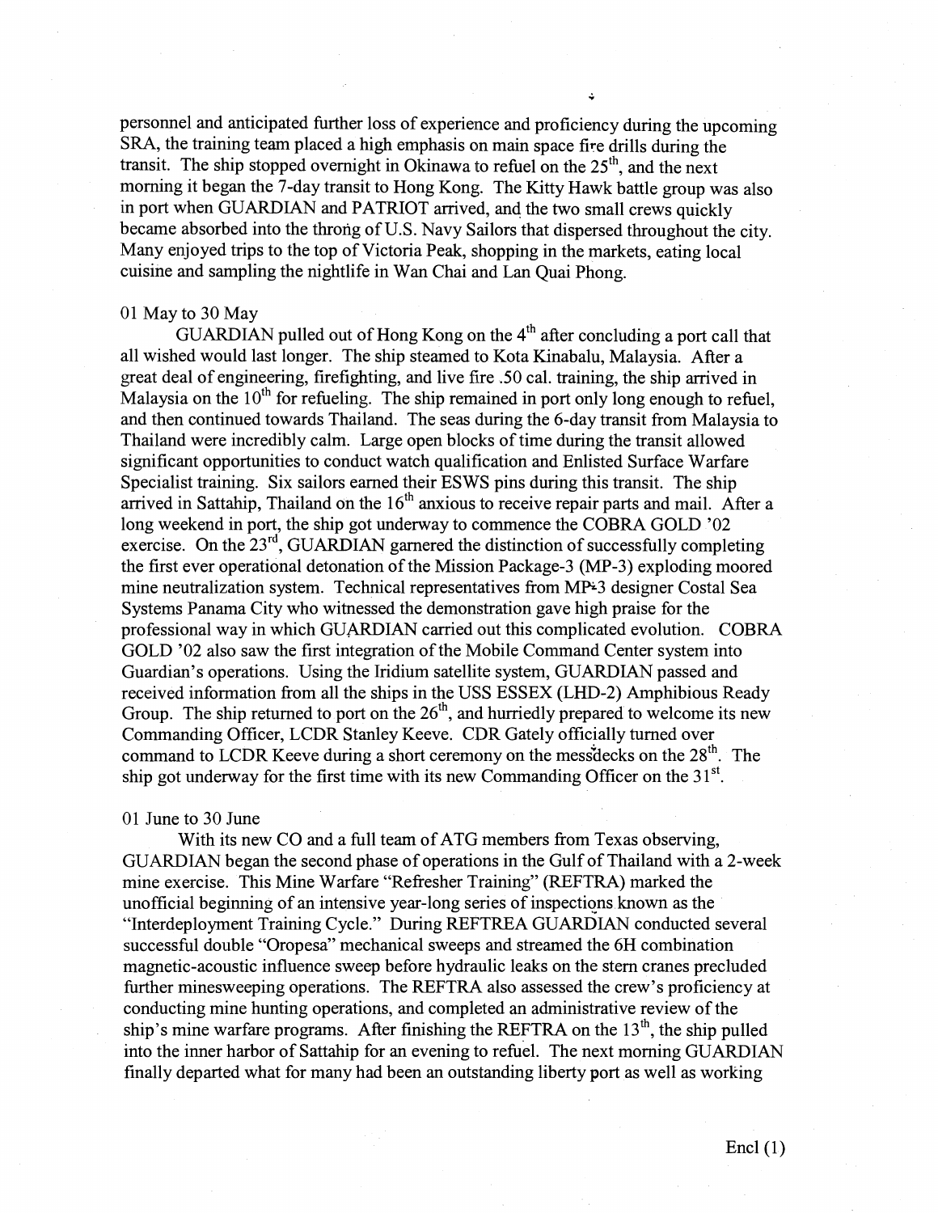personnel and anticipated further loss of experience and proficiency during the upcoming SRA, the training team placed a high emphasis on main space fire drills during the transit. The ship stopped overnight in Okinawa to refuel on the 25th, and the next morning it began the 7-day transit to Hong Kong. The Kitty Hawk battle group was also in port when GUARDIAN and PATRIOT arrived, and the two small crews quickly became absorbed into the throng of U.S. Navy Sailors that dispersed throughout the city. Many enjoyed trips to the top of Victoria Peak, shopping in the markets, eating local cuisine and sampling the nightlife in Wan Chai and Lan Quai Phong.

01 May to 30 May

GUARDIAN pulled out of Hong Kong on the 4th after concluding a port call that all wished would last longer. The ship steamed to Kota Kinabalu, Malaysia. After a great deal of engineering, firefighting, and live fire .50 cal. training, the ship arrived in Malaysia on the 10th for refueling. The ship remained in port only long enough to refuel, and then continued towards Thailand. The seas during the 6-day transit from Malaysia to Thailand were incredibly calm. Large open blocks of time during the transit allowed significant opportunities to conduct watch qualification and Enlisted Surface Warfare Specialist training. Six sailors earned their ESWS pins during this transit. The ship arrived in Sattahip, Thailand on the 16th anxious to receive repair parts and mail. After a long weekend in port, the ship got underway to commence the COBRA GOLD '02 exercise. On the 23rd, GUARDIAN garnered the distinction of successfully completing the first ever operational detonation of the Mission Package-3 (MP-3) exploding moored mine neutralization system. Technical representatives from MP-3 designer Costal Sea Systems Panama City who witnessed the demonstration gave high praise for the professional way in which GUARDIAN carried out this complicated evolution. COBRA GOLD '02 also saw the first integration of the Mobile Command Center system into Guardian's operations. Using the Iridium satellite system, GUARDIAN passed and received information from all the ships in the USS ESSEX (LHD-2) Amphibious Ready Group. The ship returned to port on the 26th, and hurriedly prepared to welcome its new Commanding Officer, LCDR Stanley Keeve. CDR Gately officially turned over command to LCDR Keeve during a short ceremony on the messdecks on the 28th. The ship got underway for the first time with its new Commanding Officer on the 31st.

01 June to 30 June

With its new CO and a full team of ATG members from Texas observing, GUARDIAN began the second phase of operations in the Gulf of Thailand with a 2-week mine exercise. This Mine Warfare "Refresher Training" (REFTRA) marked the unofficial beginning of an intensive year-long series of inspections known as the "Interdeployment Training Cycle." During REFTREA GUARDIAN conducted several successful double "Oropesa" mechanical sweeps and streamed the 6H combination magnetic-acoustic influence sweep before hydraulic leaks on the stern cranes precluded further minesweeping operations. The REFTRA also assessed the crew's proficiency at conducting mine hunting operations, and completed an administrative review of the ship's mine warfare programs. After finishing the REFTRA on the 13th, the ship pulled into the inner harbor of Sattahip for an evening to refuel. The next morning GUARDIAN finally departed what for many had been an outstanding liberty port as well as working

Encl (1)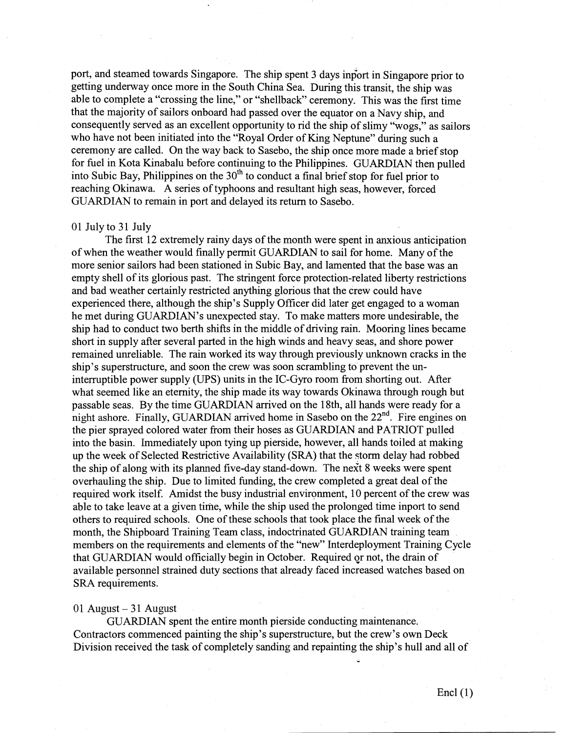port, and steamed towards Singapore. The ship spent 3 days inport in Singapore prior to getting underway once more in the South China Sea. During this transit, the ship was able to complete a "crossing the line," or "shellback" ceremony. This was the first time that the majority of sailors onboard had passed over the equator on a Navy ship, and consequently served as an excellent opportunity to rid the ship of slimy "wogs," as sailors who have not been initiated into the "Royal Order of King Neptune" during such a ceremony are called. On the way back to Sasebo, the ship once more made a brief stop for fuel in Kota Kinabalu before continuing to the Philippines. GUARDIAN then pulled into Subic Bay, Philippines on the 30th to conduct a final brief stop for fuel prior to reaching Okinawa. A series of typhoons and resultant high seas, however, forced GUARDIAN to remain in port and delayed its return to Sasebo.

01 July to 31 July

The first 12 extremely rainy days of the month were spent in anxious anticipation of when the weather would finally permit GUARDIAN to sail for home. Many of the more senior sailors had been stationed in Subic Bay, and lamented that the base was an empty shell of its glorious past. The stringent force protection-related liberty restrictions and bad weather certainly restricted anything glorious that the crew could have experienced there, although the ship's Supply Officer did later get engaged to a woman he met during GUARDIAN's unexpected stay. To make matters more undesirable, the ship had to conduct two berth shifts in the middle of driving rain. Mooring lines became short in supply after several parted in the high winds and heavy seas, and shore power remained unreliable. The rain worked its way through previously unknown cracks in the ship's superstructure, and soon the crew was soon scrambling to prevent the un-interruptible power supply (UPS) units in the IC-Gyro room from shorting out. After what seemed like an eternity, the ship made its way towards Okinawa through rough but passable seas. By the time GUARDIAN arrived on the 18th, all hands were ready for a night ashore. Finally, GUARDIAN arrived home in Sasebo on the 22nd. Fire engines on the pier sprayed colored water from their hoses as GUARDIAN and PATRIOT pulled into the basin. Immediately upon tying up pierside, however, all hands toiled at making up the week of Selected Restrictive Availability (SRA) that the storm delay had robbed the ship of along with its planned five-day stand-down. The next 8 weeks were spent overhauling the ship. Due to limited funding, the crew completed a great deal of the required work itself. Amidst the busy industrial environment, 10 percent of the crew was able to take leave at a given time, while the ship used the prolonged time inport to send others to required schools. One of these schools that took place the final week of the month, the Shipboard Training Team class, indoctrinated GUARDIAN training team members on the requirements and elements of the "new" Interdeployment Training Cycle that GUARDIAN would officially begin in October. Required or not, the drain of available personnel strained duty sections that already faced increased watches based on SRA requirements.

01 August – 31 August

GUARDIAN spent the entire month pierside conducting maintenance. Contractors commenced painting the ship's superstructure, but the crew's own Deck Division received the task of completely sanding and repainting the ship's hull and all of

Encl (1)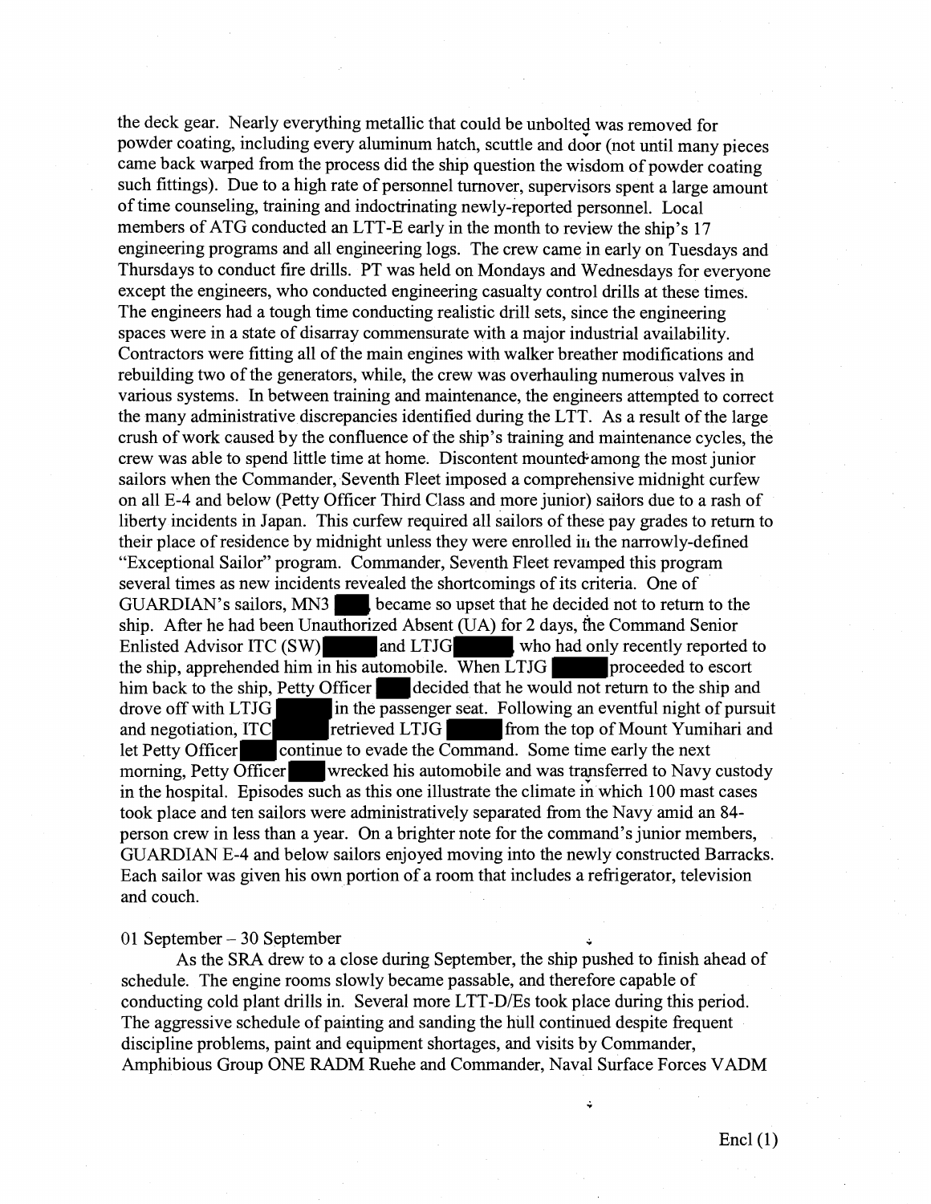the deck gear. Nearly everything metallic that could be unbolted was removed for powder coating, including every aluminum hatch, scuttle and door (not until many pieces came back warped from the process did the ship question the wisdom of powder coating such fittings). Due to a high rate of personnel turnover, supervisors spent a large amount of time counseling, training and indoctrinating newly-reported personnel. Local members of ATG conducted an LTT-E early in the month to review the ship's 17 engineering programs and all engineering logs. The crew came in early on Tuesdays and Thursdays to conduct fire drills. PT was held on Mondays and Wednesdays for everyone except the engineers, who conducted engineering casualty control drills at these times. The engineers had a tough time conducting realistic drill sets, since the engineering spaces were in a state of disarray commensurate with a major industrial availability. Contractors were fitting all of the main engines with walker breather modifications and rebuilding two of the generators, while, the crew was overhauling numerous valves in various systems. In between training and maintenance, the engineers attempted to correct the many administrative discrepancies identified during the LTT. As a result of the large crush of work caused by the confluence of the ship's training and maintenance cycles, the crew was able to spend little time at home. Discontent mounted among the most junior sailors when the Commander, Seventh Fleet imposed a comprehensive midnight curfew on all E-4 and below (Petty Officer Third Class and more junior) sailors due to a rash of liberty incidents in Japan. This curfew required all sailors of these pay grades to return to their place of residence by midnight unless they were enrolled in the narrowly-defined "Exceptional Sailor" program. Commander, Seventh Fleet revamped this program several times as new incidents revealed the shortcomings of its criteria. One of GUARDIAN's sailors, MN3 ███, became so upset that he decided not to return to the ship. After he had been Unauthorized Absent (UA) for 2 days, the Command Senior Enlisted Advisor ITC (SW) ███ and LTJG ███, who had only recently reported to the ship, apprehended him in his automobile. When LTJG ███ proceeded to escort him back to the ship, Petty Officer ███ decided that he would not return to the ship and drove off with LTJG ███ in the passenger seat. Following an eventful night of pursuit and negotiation, ITC ███ retrieved LTJG ███ from the top of Mount Yumihari and let Petty Officer ███ continue to evade the Command. Some time early the next morning, Petty Officer ███ wrecked his automobile and was transferred to Navy custody in the hospital. Episodes such as this one illustrate the climate in which 100 mast cases took place and ten sailors were administratively separated from the Navy amid an 84-person crew in less than a year. On a brighter note for the command's junior members, GUARDIAN E-4 and below sailors enjoyed moving into the newly constructed Barracks. Each sailor was given his own portion of a room that includes a refrigerator, television and couch.

01 September – 30 September

As the SRA drew to a close during September, the ship pushed to finish ahead of schedule. The engine rooms slowly became passable, and therefore capable of conducting cold plant drills in. Several more LTT-D/Es took place during this period. The aggressive schedule of painting and sanding the hull continued despite frequent discipline problems, paint and equipment shortages, and visits by Commander, Amphibious Group ONE RADM Ruehe and Commander, Naval Surface Forces VADM

Encl (1)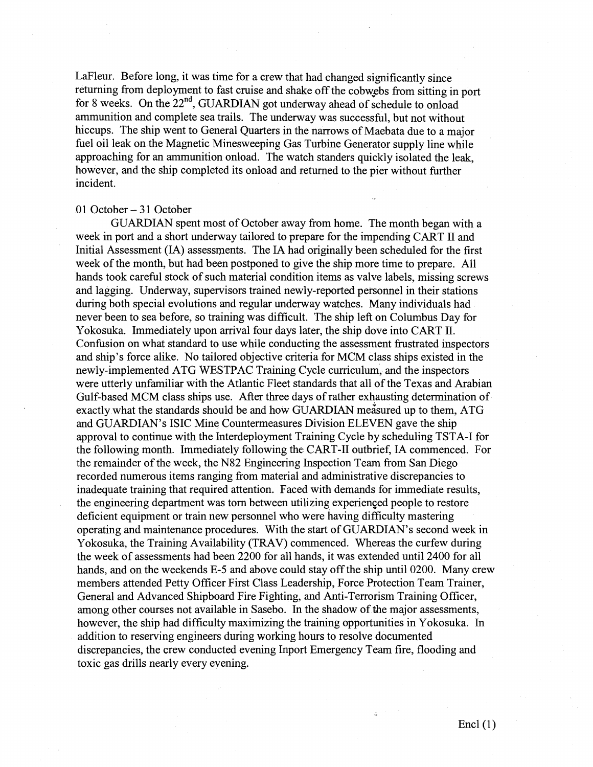LaFleur. Before long, it was time for a crew that had changed significantly since returning from deployment to fast cruise and shake off the cobwebs from sitting in port for 8 weeks. On the 22nd, GUARDIAN got underway ahead of schedule to onload ammunition and complete sea trails. The underway was successful, but not without hiccups. The ship went to General Quarters in the narrows of Maebata due to a major fuel oil leak on the Magnetic Minesweeping Gas Turbine Generator supply line while approaching for an ammunition onload. The watch standers quickly isolated the leak, however, and the ship completed its onload and returned to the pier without further incident.

01 October – 31 October

GUARDIAN spent most of October away from home. The month began with a week in port and a short underway tailored to prepare for the impending CART II and Initial Assessment (IA) assessments. The IA had originally been scheduled for the first week of the month, but had been postponed to give the ship more time to prepare. All hands took careful stock of such material condition items as valve labels, missing screws and lagging. Underway, supervisors trained newly-reported personnel in their stations during both special evolutions and regular underway watches. Many individuals had never been to sea before, so training was difficult. The ship left on Columbus Day for Yokosuka. Immediately upon arrival four days later, the ship dove into CART II. Confusion on what standard to use while conducting the assessment frustrated inspectors and ship's force alike. No tailored objective criteria for MCM class ships existed in the newly-implemented ATG WESTPAC Training Cycle curriculum, and the inspectors were utterly unfamiliar with the Atlantic Fleet standards that all of the Texas and Arabian Gulf-based MCM class ships use. After three days of rather exhausting determination of exactly what the standards should be and how GUARDIAN measured up to them, ATG and GUARDIAN's ISIC Mine Countermeasures Division ELEVEN gave the ship approval to continue with the Interdeployment Training Cycle by scheduling TSTA-I for the following month. Immediately following the CART-II outbrief, IA commenced. For the remainder of the week, the N82 Engineering Inspection Team from San Diego recorded numerous items ranging from material and administrative discrepancies to inadequate training that required attention. Faced with demands for immediate results, the engineering department was torn between utilizing experienced people to restore deficient equipment or train new personnel who were having difficulty mastering operating and maintenance procedures. With the start of GUARDIAN's second week in Yokosuka, the Training Availability (TRAV) commenced. Whereas the curfew during the week of assessments had been 2200 for all hands, it was extended until 2400 for all hands, and on the weekends E-5 and above could stay off the ship until 0200. Many crew members attended Petty Officer First Class Leadership, Force Protection Team Trainer, General and Advanced Shipboard Fire Fighting, and Anti-Terrorism Training Officer, among other courses not available in Sasebo. In the shadow of the major assessments, however, the ship had difficulty maximizing the training opportunities in Yokosuka. In addition to reserving engineers during working hours to resolve documented discrepancies, the crew conducted evening Inport Emergency Team fire, flooding and toxic gas drills nearly every evening.

Encl (1)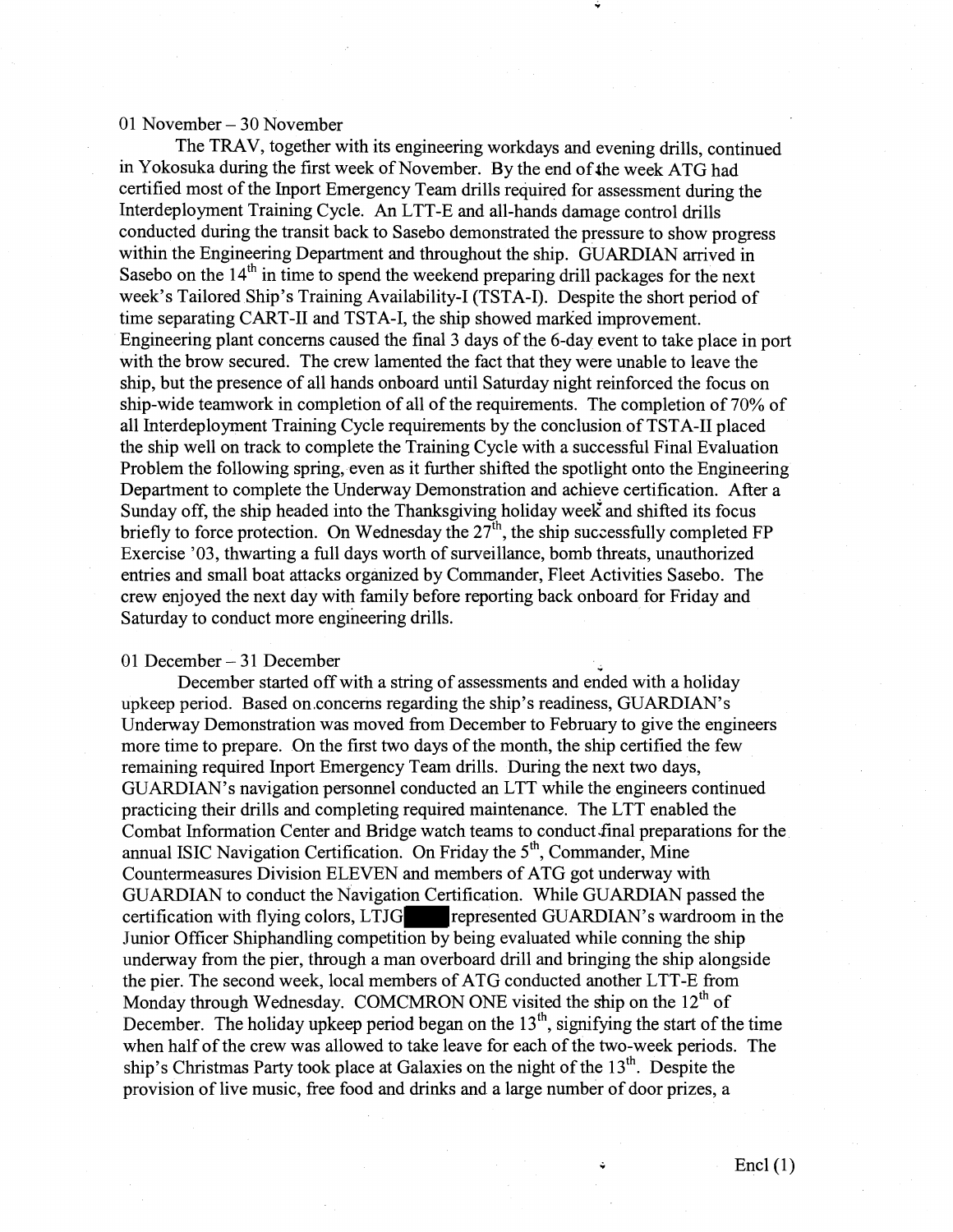01 November – 30 November

The TRAV, together with its engineering workdays and evening drills, continued in Yokosuka during the first week of November. By the end of the week ATG had certified most of the Inport Emergency Team drills required for assessment during the Interdeployment Training Cycle. An LTT-E and all-hands damage control drills conducted during the transit back to Sasebo demonstrated the pressure to show progress within the Engineering Department and throughout the ship. GUARDIAN arrived in Sasebo on the 14th in time to spend the weekend preparing drill packages for the next week's Tailored Ship's Training Availability-I (TSTA-I). Despite the short period of time separating CART-II and TSTA-I, the ship showed marked improvement. Engineering plant concerns caused the final 3 days of the 6-day event to take place in port with the brow secured. The crew lamented the fact that they were unable to leave the ship, but the presence of all hands onboard until Saturday night reinforced the focus on ship-wide teamwork in completion of all of the requirements. The completion of 70% of all Interdeployment Training Cycle requirements by the conclusion of TSTA-II placed the ship well on track to complete the Training Cycle with a successful Final Evaluation Problem the following spring, even as it further shifted the spotlight onto the Engineering Department to complete the Underway Demonstration and achieve certification. After a Sunday off, the ship headed into the Thanksgiving holiday week and shifted its focus briefly to force protection. On Wednesday the 27th, the ship successfully completed FP Exercise '03, thwarting a full days worth of surveillance, bomb threats, unauthorized entries and small boat attacks organized by Commander, Fleet Activities Sasebo. The crew enjoyed the next day with family before reporting back onboard for Friday and Saturday to conduct more engineering drills.

01 December – 31 December

December started off with a string of assessments and ended with a holiday upkeep period. Based on concerns regarding the ship's readiness, GUARDIAN's Underway Demonstration was moved from December to February to give the engineers more time to prepare. On the first two days of the month, the ship certified the few remaining required Inport Emergency Team drills. During the next two days, GUARDIAN's navigation personnel conducted an LTT while the engineers continued practicing their drills and completing required maintenance. The LTT enabled the Combat Information Center and Bridge watch teams to conduct final preparations for the annual ISIC Navigation Certification. On Friday the 5th, Commander, Mine Countermeasures Division ELEVEN and members of ATG got underway with GUARDIAN to conduct the Navigation Certification. While GUARDIAN passed the certification with flying colors, LTJG [REDACTED] represented GUARDIAN's wardroom in the Junior Officer Shiphandling competition by being evaluated while conning the ship underway from the pier, through a man overboard drill and bringing the ship alongside the pier. The second week, local members of ATG conducted another LTT-E from Monday through Wednesday. COMCMRON ONE visited the ship on the 12th of December. The holiday upkeep period began on the 13th, signifying the start of the time when half of the crew was allowed to take leave for each of the two-week periods. The ship's Christmas Party took place at Galaxies on the night of the 13th. Despite the provision of live music, free food and drinks and a large number of door prizes, a

Encl (1)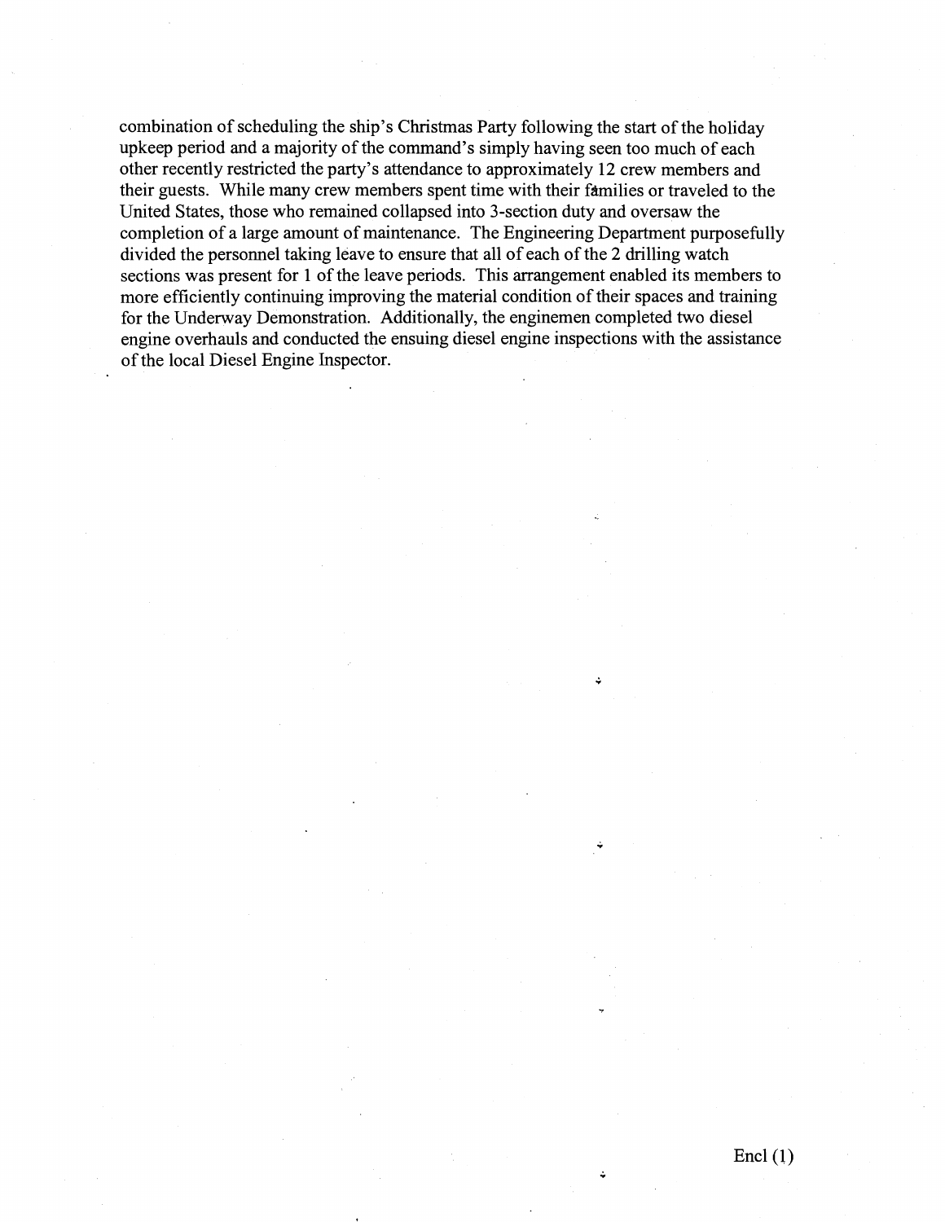combination of scheduling the ship's Christmas Party following the start of the holiday upkeep period and a majority of the command's simply having seen too much of each other recently restricted the party's attendance to approximately 12 crew members and their guests. While many crew members spent time with their families or traveled to the United States, those who remained collapsed into 3-section duty and oversaw the completion of a large amount of maintenance. The Engineering Department purposefully divided the personnel taking leave to ensure that all of each of the 2 drilling watch sections was present for 1 of the leave periods. This arrangement enabled its members to more efficiently continuing improving the material condition of their spaces and training for the Underway Demonstration. Additionally, the enginemen completed two diesel engine overhauls and conducted the ensuing diesel engine inspections with the assistance of the local Diesel Engine Inspector.

Encl (1)